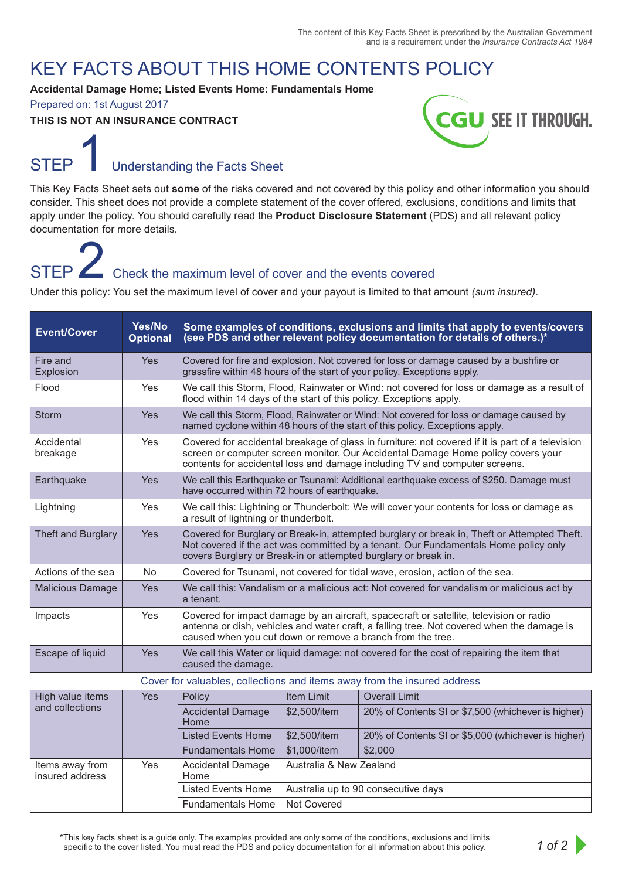The content of this Key Facts Sheet is prescribed by the Australian Government and is a requirement under the *Insurance Contracts Act 1984*

# KEY FACTS ABOUT THIS HOME CONTENTS POLICY

**Accidental Damage Home; Listed Events Home: Fundamentals Home**

Prepared on: 1st August 2017

**THIS IS NOT AN INSURANCE CONTRACT**

CGU SEE IT THROUGH.

## STEP 1 Understanding the Facts Sheet

This Key Facts Sheet sets out **some** of the risks covered and not covered by this policy and other information you should consider. This sheet does not provide a complete statement of the cover offered, exclusions, conditions and limits that apply under the policy. You should carefully read the **Product Disclosure Statement** (PDS) and all relevant policy documentation for more details.

## STEP 2 Check the maximum level of cover and the events covered

Under this policy: You set the maximum level of cover and your payout is limited to that amount *(sum insured)*.

| Event/Cover | Yes/No Optional | Some examples of conditions, exclusions and limits that apply to events/covers (see PDS and other relevant policy documentation for details of others.)* |
|---|---|---|
| Fire and Explosion | Yes | Covered for fire and explosion. Not covered for loss or damage caused by a bushfire or grassfire within 48 hours of the start of your policy. Exceptions apply. |
| Flood | Yes | We call this Storm, Flood, Rainwater or Wind: not covered for loss or damage as a result of flood within 14 days of the start of this policy. Exceptions apply. |
| Storm | Yes | We call this Storm, Flood, Rainwater or Wind: Not covered for loss or damage caused by named cyclone within 48 hours of the start of this policy. Exceptions apply. |
| Accidental breakage | Yes | Covered for accidental breakage of glass in furniture: not covered if it is part of a television screen or computer screen monitor. Our Accidental Damage Home policy covers your contents for accidental loss and damage including TV and computer screens. |
| Earthquake | Yes | We call this Earthquake or Tsunami: Additional earthquake excess of $250. Damage must have occurred within 72 hours of earthquake. |
| Lightning | Yes | We call this: Lightning or Thunderbolt: We will cover your contents for loss or damage as a result of lightning or thunderbolt. |
| Theft and Burglary | Yes | Covered for Burglary or Break-in, attempted burglary or break in, Theft or Attempted Theft. Not covered if the act was committed by a tenant. Our Fundamentals Home policy only covers Burglary or Break-in or attempted burglary or break in. |
| Actions of the sea | No | Covered for Tsunami, not covered for tidal wave, erosion, action of the sea. |
| Malicious Damage | Yes | We call this: Vandalism or a malicious act: Not covered for vandalism or malicious act by a tenant. |
| Impacts | Yes | Covered for impact damage by an aircraft, spacecraft or satellite, television or radio antenna or dish, vehicles and water craft, a falling tree. Not covered when the damage is caused when you cut down or remove a branch from the tree. |
| Escape of liquid | Yes | We call this Water or liquid damage: not covered for the cost of repairing the item that caused the damage. |

Cover for valuables, collections and items away from the insured address

| Event/Cover | Yes/No Optional | Policy | Item Limit | Overall Limit |
|---|---|---|---|---|
| High value items and collections | Yes | Policy | Item Limit | Overall Limit |
| | | Accidental Damage Home | $2,500/item | 20% of Contents SI or $7,500 (whichever is higher) |
| | | Listed Events Home | $2,500/item | 20% of Contents SI or $5,000 (whichever is higher) |
| | | Fundamentals Home | $1,000/item | $2,000 |
| Items away from insured address | Yes | Accidental Damage Home | Australia & New Zealand | |
| | | Listed Events Home | Australia up to 90 consecutive days | |
| | | Fundamentals Home | Not Covered | |

*This key facts sheet is a guide only. The examples provided are only some of the conditions, exclusions and limits specific to the cover listed. You must read the PDS and policy documentation for all information about this policy.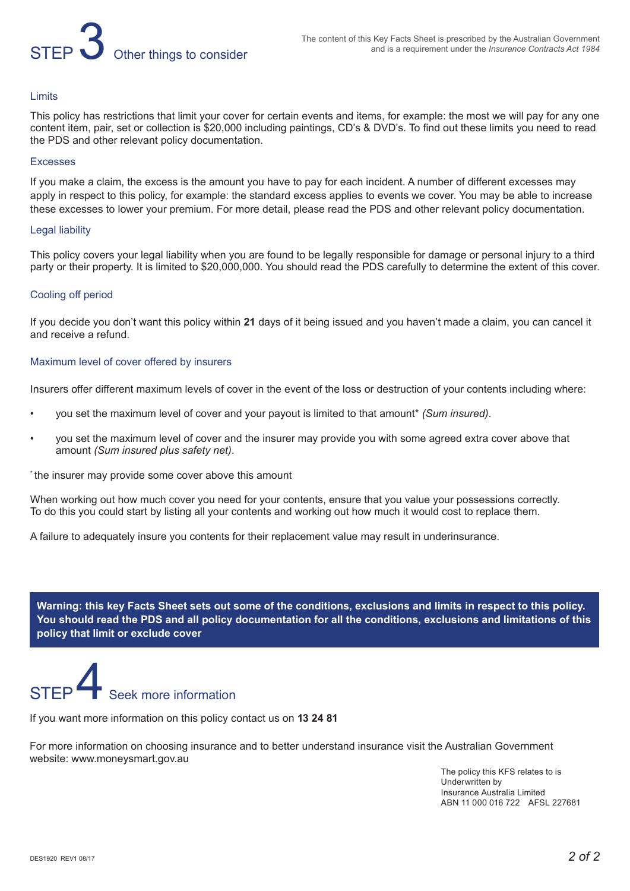# STEP 3 Other things to consider

The content of this Key Facts Sheet is prescribed by the Australian Government and is a requirement under the *Insurance Contracts Act 1984*

## Limits

This policy has restrictions that limit your cover for certain events and items, for example: the most we will pay for any one content item, pair, set or collection is $20,000 including paintings, CD's & DVD's. To find out these limits you need to read the PDS and other relevant policy documentation.

## Excesses

If you make a claim, the excess is the amount you have to pay for each incident. A number of different excesses may apply in respect to this policy, for example: the standard excess applies to events we cover. You may be able to increase these excesses to lower your premium. For more detail, please read the PDS and other relevant policy documentation.

## Legal liability

This policy covers your legal liability when you are found to be legally responsible for damage or personal injury to a third party or their property. It is limited to $20,000,000. You should read the PDS carefully to determine the extent of this cover.

## Cooling off period

If you decide you don't want this policy within **21** days of it being issued and you haven't made a claim, you can cancel it and receive a refund.

## Maximum level of cover offered by insurers

Insurers offer different maximum levels of cover in the event of the loss or destruction of your contents including where:

- you set the maximum level of cover and your payout is limited to that amount* *(Sum insured)*.
- you set the maximum level of cover and the insurer may provide you with some agreed extra cover above that amount *(Sum insured plus safety net)*.

* the insurer may provide some cover above this amount

When working out how much cover you need for your contents, ensure that you value your possessions correctly. To do this you could start by listing all your contents and working out how much it would cost to replace them.

A failure to adequately insure you contents for their replacement value may result in underinsurance.

**Warning: this key Facts Sheet sets out some of the conditions, exclusions and limits in respect to this policy. You should read the PDS and all policy documentation for all the conditions, exclusions and limitations of this policy that limit or exclude cover**

# STEP 4 Seek more information

If you want more information on this policy contact us on **13 24 81**

For more information on choosing insurance and to better understand insurance visit the Australian Government website: www.moneysmart.gov.au

The policy this KFS relates to is Underwritten by
Insurance Australia Limited
ABN 11 000 016 722 AFSL 227681

DES1920 REV1 08/17